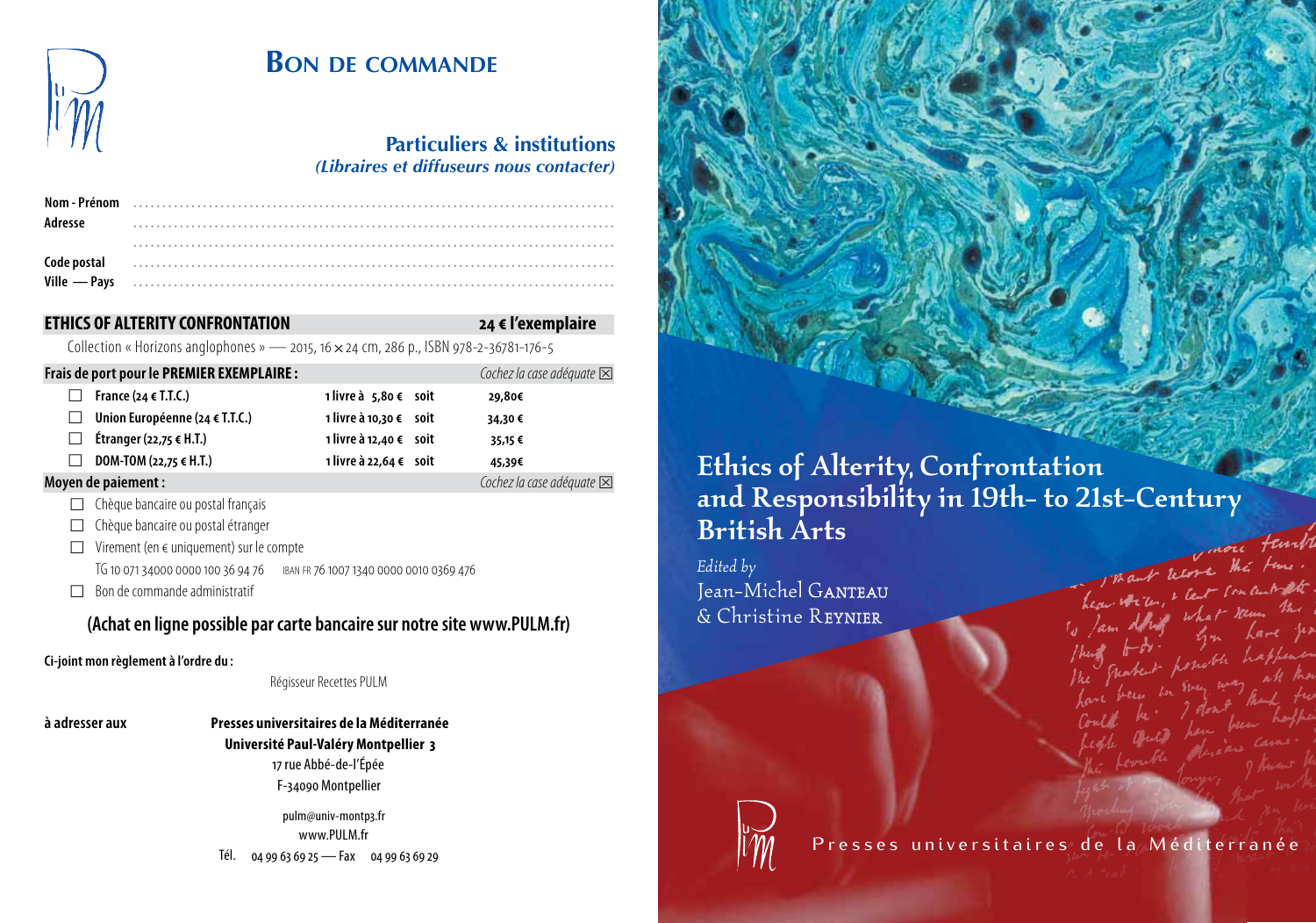# Bon de commande

## Particuliers & institutions

*(Libraires et diffuseurs nous contacter)*

**Nom - Prénom** ..............................................................................

**Adresse** ..............................................................................

..............................................................................

**Code postal** ..............................................................................

**Ville — Pays** ..............................................................................

| **ETHICS OF ALTERITY CONFRONTATION** | **24 € l'exemplaire** |
|---|---|

Collection « Horizons anglophones » — 2015, 16 × 24 cm, 286 p., ISBN 978-2-36781-176-5

**Frais de port pour le PREMIER EXEMPLAIRE :** *Cochez la case adéquate* ☒

| | | | |
|---|---|---|---|
| ☐ **France (24 € T.T.C.)** | **1 livre à 5,80 €** | **soit** | **29,80€** |
| ☐ **Union Européenne (24 € T.T.C.)** | **1 livre à 10,30 €** | **soit** | **34,30 €** |
| ☐ **Étranger (22,75 € H.T.)** | **1 livre à 12,40 €** | **soit** | **35,15 €** |
| ☐ **DOM-TOM (22,75 € H.T.)** | **1 livre à 22,64 €** | **soit** | **45,39€** |

**Moyen de paiement :** *Cochez la case adéquate* ☒

- ☐ Chèque bancaire ou postal français
- ☐ Chèque bancaire ou postal étranger
- ☐ Virement (en € uniquement) sur le compte
  TG 10 071 34000 0000 100 36 94 76 IBAN FR 76 1007 1340 0000 0010 0369 476
- ☐ Bon de commande administratif

**(Achat en ligne possible par carte bancaire sur notre site www.PULM.fr)**

**Ci-joint mon règlement à l'ordre du :**

Régisseur Recettes PULM

**à adresser aux**

**Presses universitaires de la Méditerranée**
**Université Paul-Valéry Montpellier 3**
17 rue Abbé-de-l'Épée
F-34090 Montpellier

pulm@univ-montp3.fr
www.PULM.fr

Tél. 04 99 63 69 25 — Fax 04 99 63 69 29

# Ethics of Alterity, Confrontation and Responsibility in 19th- to 21st-Century British Arts

*Edited by*
Jean-Michel Ganteau
& Christine Reynier

Presses universitaires de la Méditerranée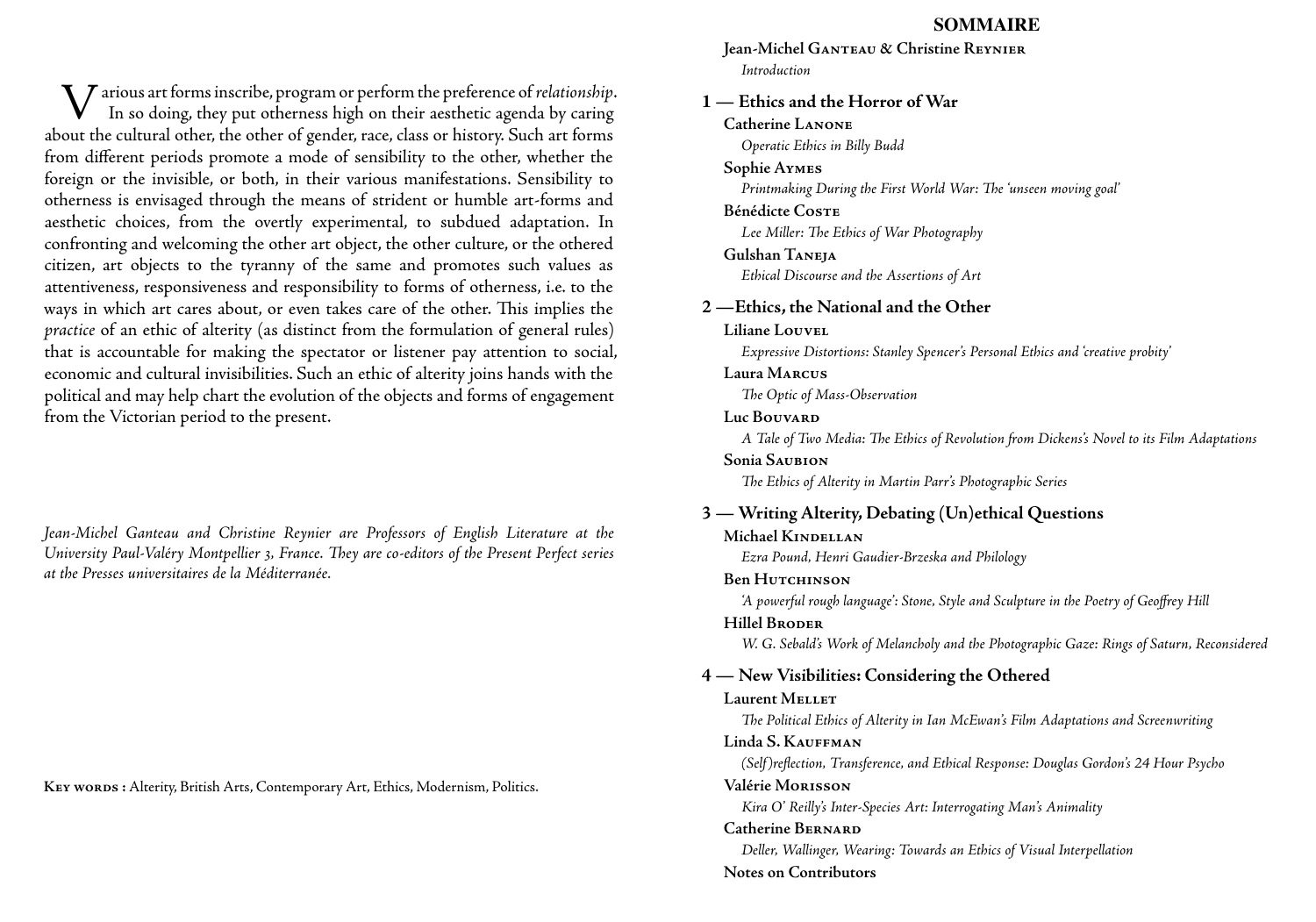Various art forms inscribe, program or perform the preference of *relationship*. In so doing, they put otherness high on their aesthetic agenda by caring about the cultural other, the other of gender, race, class or history. Such art forms from different periods promote a mode of sensibility to the other, whether the foreign or the invisible, or both, in their various manifestations. Sensibility to otherness is envisaged through the means of strident or humble art-forms and aesthetic choices, from the overtly experimental, to subdued adaptation. In confronting and welcoming the other art object, the other culture, or the othered citizen, art objects to the tyranny of the same and promotes such values as attentiveness, responsiveness and responsibility to forms of otherness, i.e. to the ways in which art cares about, or even takes care of the other. This implies the *practice* of an ethic of alterity (as distinct from the formulation of general rules) that is accountable for making the spectator or listener pay attention to social, economic and cultural invisibilities. Such an ethic of alterity joins hands with the political and may help chart the evolution of the objects and forms of engagement from the Victorian period to the present.

*Jean-Michel Ganteau and Christine Reynier are Professors of English Literature at the University Paul-Valéry Montpellier 3, France. They are co-editors of the Present Perfect series at the Presses universitaires de la Méditerranée.*

**Key words :** Alterity, British Arts, Contemporary Art, Ethics, Modernism, Politics.

## SOMMAIRE

**Jean-Michel Ganteau & Christine Reynier**
*Introduction*

### 1 — Ethics and the Horror of War

**Catherine Lanone**
*Operatic Ethics in Billy Budd*

**Sophie Aymes**
*Printmaking During the First World War: The 'unseen moving goal'*

**Bénédicte Coste**
*Lee Miller: The Ethics of War Photography*

**Gulshan Taneja**
*Ethical Discourse and the Assertions of Art*

### 2 —Ethics, the National and the Other

**Liliane Louvel**
*Expressive Distortions: Stanley Spencer's Personal Ethics and 'creative probity'*

**Laura Marcus**
*The Optic of Mass-Observation*

**Luc Bouvard**
*A Tale of Two Media: The Ethics of Revolution from Dickens's Novel to its Film Adaptations*

**Sonia Saubion**
*The Ethics of Alterity in Martin Parr's Photographic Series*

### 3 — Writing Alterity, Debating (Un)ethical Questions

**Michael Kindellan**
*Ezra Pound, Henri Gaudier-Brzeska and Philology*

**Ben Hutchinson**
*'A powerful rough language': Stone, Style and Sculpture in the Poetry of Geoffrey Hill*

**Hillel Broder**
*W. G. Sebald's Work of Melancholy and the Photographic Gaze: Rings of Saturn, Reconsidered*

### 4 — New Visibilities: Considering the Othered

**Laurent Mellet**
*The Political Ethics of Alterity in Ian McEwan's Film Adaptations and Screenwriting*

**Linda S. Kauffman**
*(Self)reflection, Transference, and Ethical Response: Douglas Gordon's 24 Hour Psycho*

**Valérie Morisson**
*Kira O' Reilly's Inter-Species Art: Interrogating Man's Animality*

**Catherine Bernard**
*Deller, Wallinger, Wearing: Towards an Ethics of Visual Interpellation*

**Notes on Contributors**